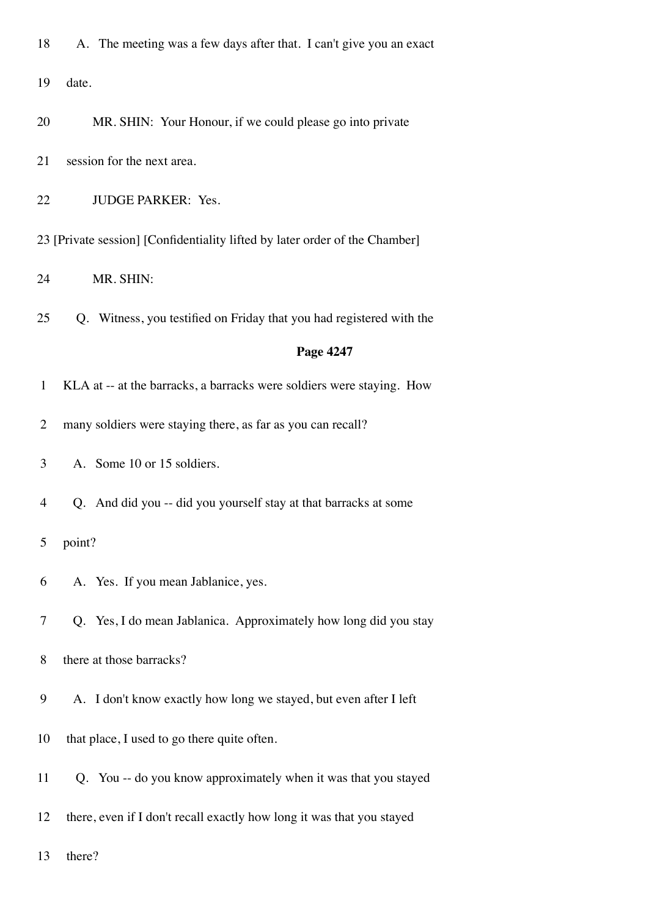18 A. The meeting was a few days after that. I can't give you an exact

19 date.

20 MR. SHIN: Your Honour, if we could please go into private

21 session for the next area.

22 JUDGE PARKER: Yes.

23 [Private session] [Confidentiality lifted by later order of the Chamber]

24 MR. SHIN:

25 Q. Witness, you testified on Friday that you had registered with the

**Page 4247**

1 KLA at -- at the barracks, a barracks were soldiers were staying. How

2 many soldiers were staying there, as far as you can recall?

3 A. Some 10 or 15 soldiers.

4 Q. And did you -- did you yourself stay at that barracks at some

5 point?

6 A. Yes. If you mean Jablanice, yes.

7 Q. Yes, I do mean Jablanica. Approximately how long did you stay

8 there at those barracks?

9 A. I don't know exactly how long we stayed, but even after I left

10 that place, I used to go there quite often.

11 Q. You -- do you know approximately when it was that you stayed

12 there, even if I don't recall exactly how long it was that you stayed

13 there?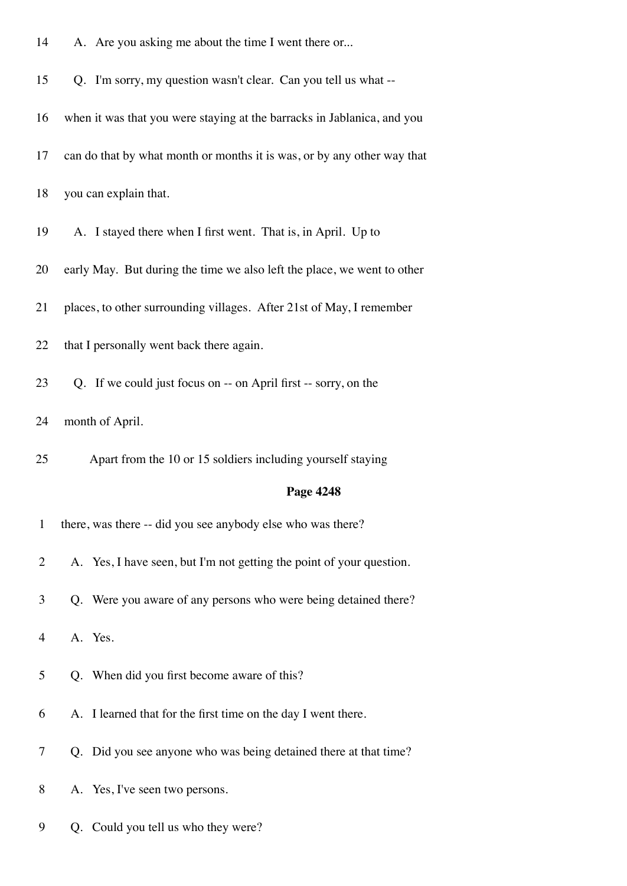14 A. Are you asking me about the time I went there or...

15 Q. I'm sorry, my question wasn't clear. Can you tell us what --

16 when it was that you were staying at the barracks in Jablanica, and you

17 can do that by what month or months it is was, or by any other way that

18 you can explain that.

19 A. I stayed there when I first went. That is, in April. Up to

20 early May. But during the time we also left the place, we went to other

21 places, to other surrounding villages. After 21st of May, I remember

22 that I personally went back there again.

23 Q. If we could just focus on -- on April first -- sorry, on the

24 month of April.

25 Apart from the 10 or 15 soldiers including yourself staying

**Page 4248**

1 there, was there -- did you see anybody else who was there?

2 A. Yes, I have seen, but I'm not getting the point of your question.

3 Q. Were you aware of any persons who were being detained there?

4 A. Yes.

5 Q. When did you first become aware of this?

6 A. I learned that for the first time on the day I went there.

7 Q. Did you see anyone who was being detained there at that time?

8 A. Yes, I've seen two persons.

9 Q. Could you tell us who they were?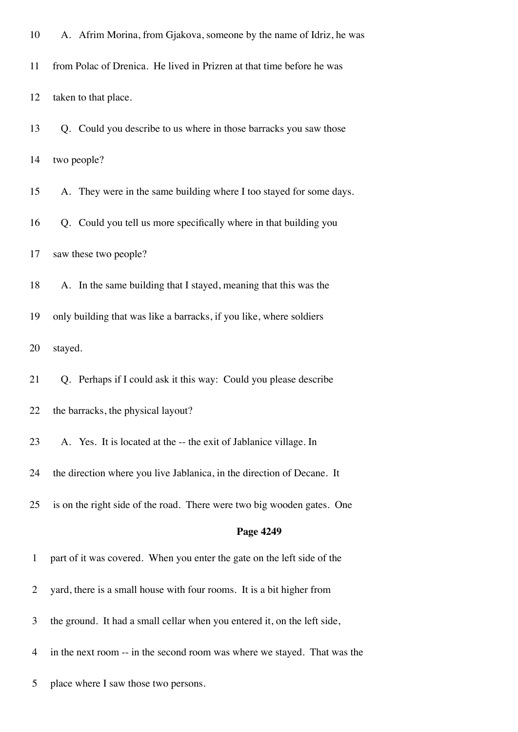A. Afrim Morina, from Gjakova, someone by the name of Idriz, he was from Polac of Drenica. He lived in Prizren at that time before he was taken to that place.

Q. Could you describe to us where in those barracks you saw those two people?

A. They were in the same building where I too stayed for some days.

Q. Could you tell us more specifically where in that building you saw these two people?

A. In the same building that I stayed, meaning that this was the only building that was like a barracks, if you like, where soldiers stayed.

Q. Perhaps if I could ask it this way: Could you please describe the barracks, the physical layout?

A. Yes. It is located at the -- the exit of Jablanice village. In the direction where you live Jablanica, in the direction of Decane. It is on the right side of the road. There were two big wooden gates. One

**Page 4249**

part of it was covered. When you enter the gate on the left side of the yard, there is a small house with four rooms. It is a bit higher from the ground. It had a small cellar when you entered it, on the left side, in the next room -- in the second room was where we stayed. That was the place where I saw those two persons.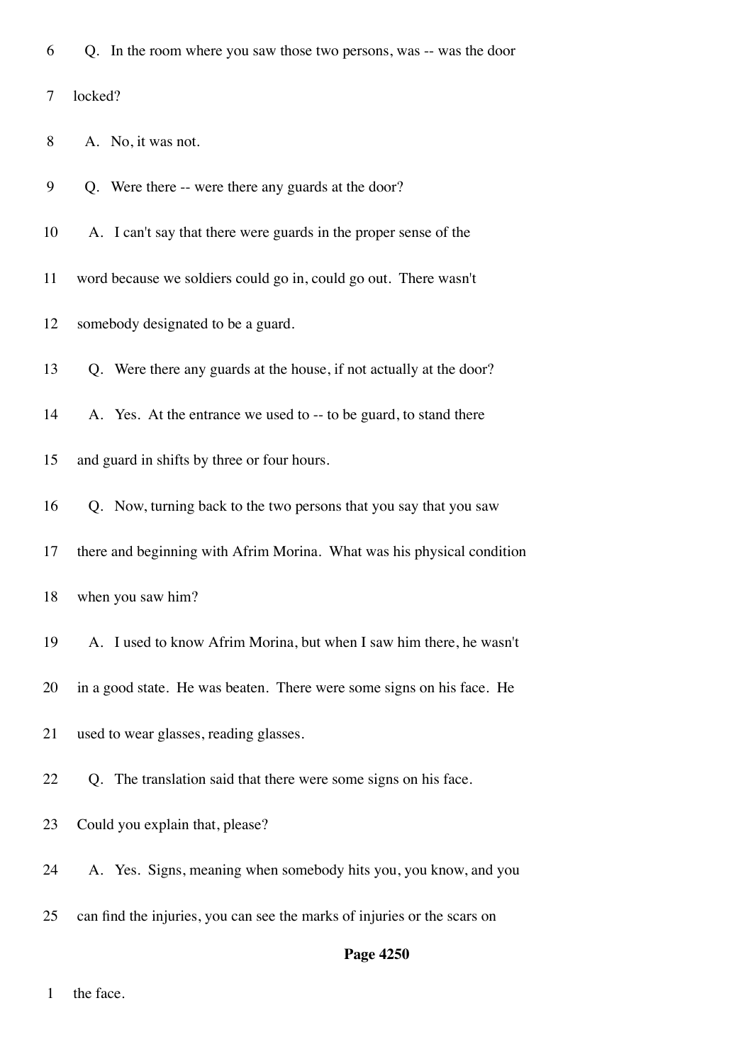6 Q. In the room where you saw those two persons, was -- was the door

7 locked?

8 A. No, it was not.

9 Q. Were there -- were there any guards at the door?

10 A. I can't say that there were guards in the proper sense of the

11 word because we soldiers could go in, could go out. There wasn't

12 somebody designated to be a guard.

13 Q. Were there any guards at the house, if not actually at the door?

14 A. Yes. At the entrance we used to -- to be guard, to stand there

15 and guard in shifts by three or four hours.

16 Q. Now, turning back to the two persons that you say that you saw

17 there and beginning with Afrim Morina. What was his physical condition

18 when you saw him?

19 A. I used to know Afrim Morina, but when I saw him there, he wasn't

20 in a good state. He was beaten. There were some signs on his face. He

21 used to wear glasses, reading glasses.

22 Q. The translation said that there were some signs on his face.

23 Could you explain that, please?

24 A. Yes. Signs, meaning when somebody hits you, you know, and you

25 can find the injuries, you can see the marks of injuries or the scars on

**Page 4250**

1 the face.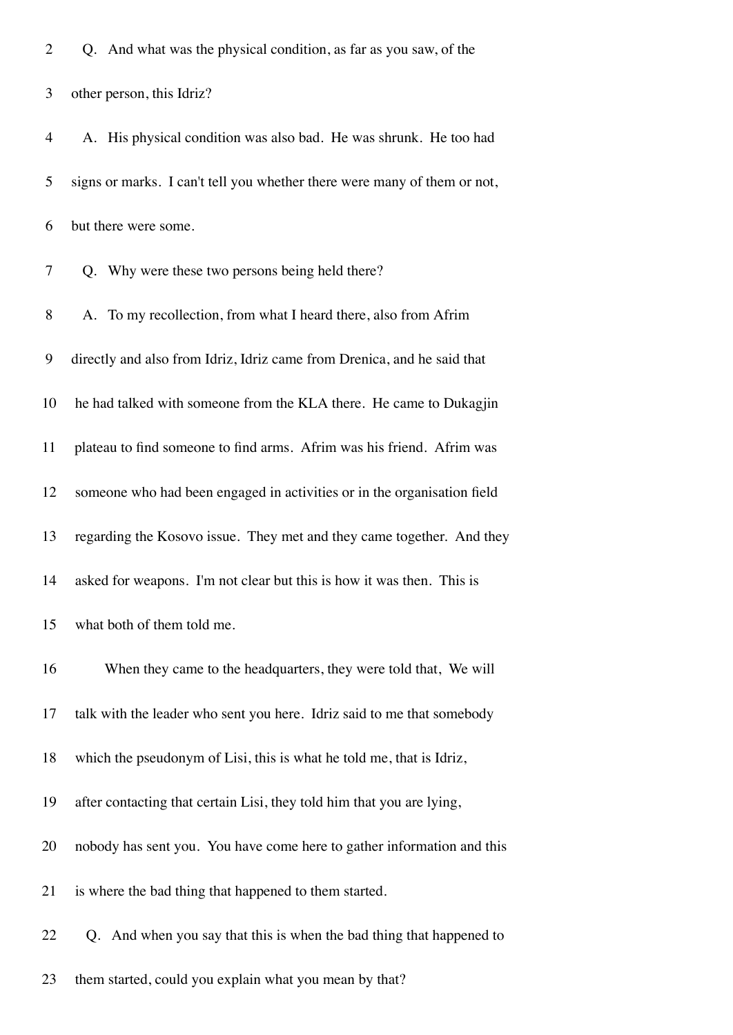Q. And what was the physical condition, as far as you saw, of the other person, this Idriz?

A. His physical condition was also bad. He was shrunk. He too had signs or marks. I can't tell you whether there were many of them or not, but there were some.

Q. Why were these two persons being held there?

A. To my recollection, from what I heard there, also from Afrim directly and also from Idriz, Idriz came from Drenica, and he said that he had talked with someone from the KLA there. He came to Dukagjin plateau to find someone to find arms. Afrim was his friend. Afrim was someone who had been engaged in activities or in the organisation field regarding the Kosovo issue. They met and they came together. And they asked for weapons. I'm not clear but this is how it was then. This is what both of them told me.

When they came to the headquarters, they were told that, We will talk with the leader who sent you here. Idriz said to me that somebody which the pseudonym of Lisi, this is what he told me, that is Idriz, after contacting that certain Lisi, they told him that you are lying, nobody has sent you. You have come here to gather information and this is where the bad thing that happened to them started.

Q. And when you say that this is when the bad thing that happened to them started, could you explain what you mean by that?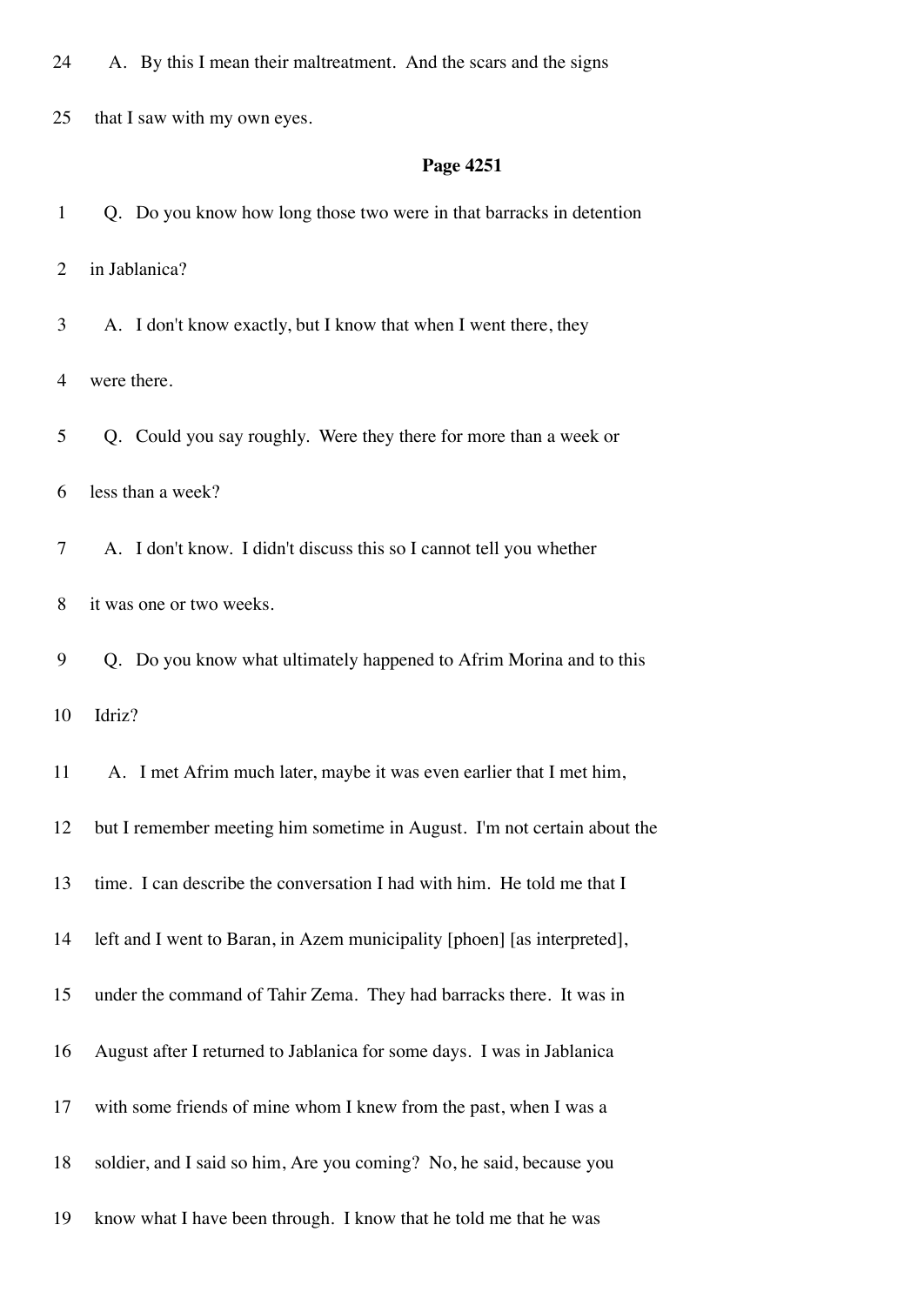24 A. By this I mean their maltreatment. And the scars and the signs

25 that I saw with my own eyes.

**Page 4251**

1 Q. Do you know how long those two were in that barracks in detention

2 in Jablanica?

3 A. I don't know exactly, but I know that when I went there, they

4 were there.

5 Q. Could you say roughly. Were they there for more than a week or

6 less than a week?

7 A. I don't know. I didn't discuss this so I cannot tell you whether

8 it was one or two weeks.

9 Q. Do you know what ultimately happened to Afrim Morina and to this

10 Idriz?

11 A. I met Afrim much later, maybe it was even earlier that I met him,

12 but I remember meeting him sometime in August. I'm not certain about the

13 time. I can describe the conversation I had with him. He told me that I

14 left and I went to Baran, in Azem municipality [phoen] [as interpreted],

15 under the command of Tahir Zema. They had barracks there. It was in

16 August after I returned to Jablanica for some days. I was in Jablanica

17 with some friends of mine whom I knew from the past, when I was a

18 soldier, and I said so him, Are you coming? No, he said, because you

19 know what I have been through. I know that he told me that he was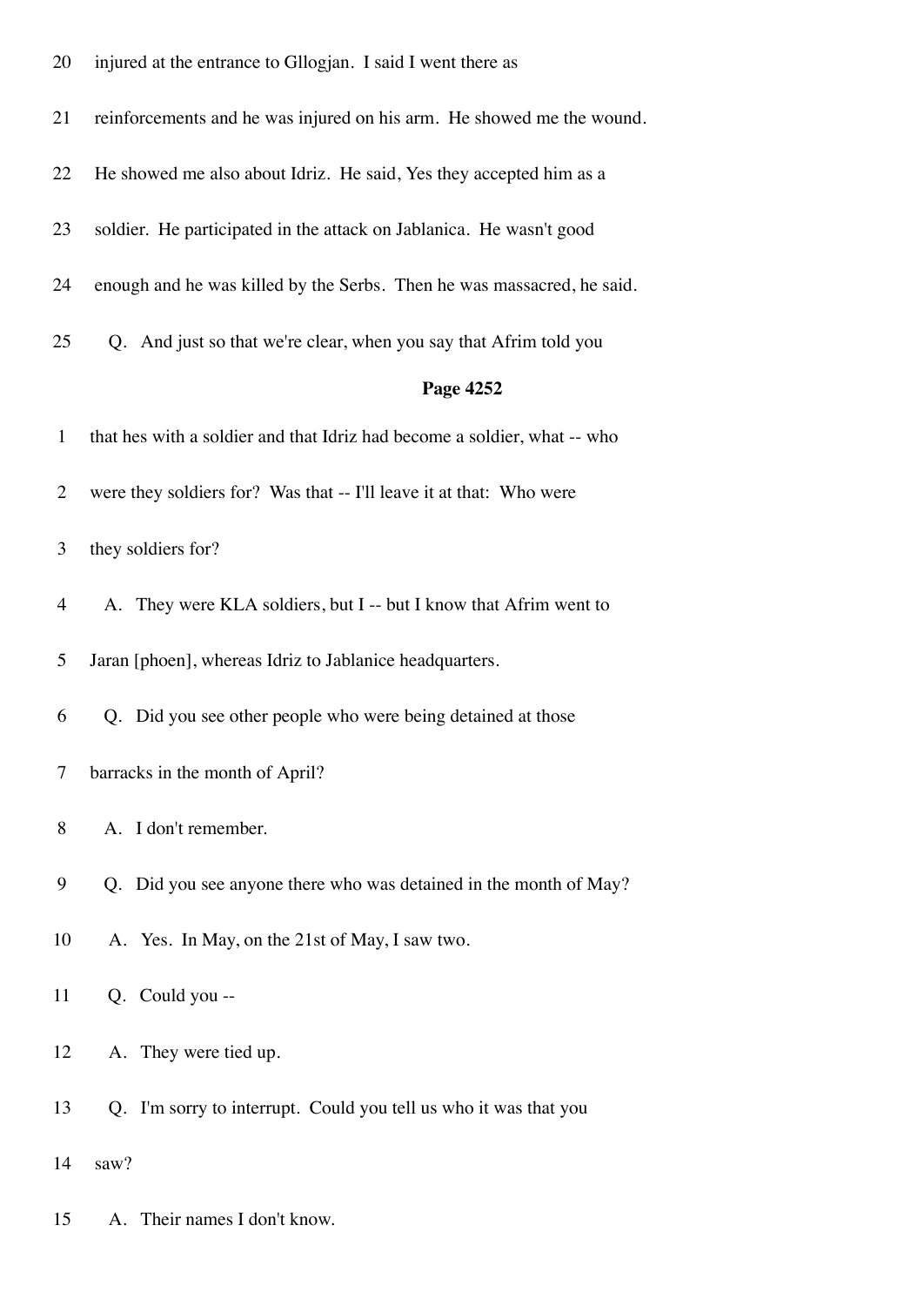20 injured at the entrance to Gllogjan. I said I went there as

21 reinforcements and he was injured on his arm. He showed me the wound.

22 He showed me also about Idriz. He said, Yes they accepted him as a

23 soldier. He participated in the attack on Jablanica. He wasn't good

24 enough and he was killed by the Serbs. Then he was massacred, he said.

25 Q. And just so that we're clear, when you say that Afrim told you

**Page 4252**

1 that hes with a soldier and that Idriz had become a soldier, what -- who

2 were they soldiers for? Was that -- I'll leave it at that: Who were

3 they soldiers for?

4 A. They were KLA soldiers, but I -- but I know that Afrim went to

5 Jaran [phoen], whereas Idriz to Jablanice headquarters.

6 Q. Did you see other people who were being detained at those

7 barracks in the month of April?

8 A. I don't remember.

9 Q. Did you see anyone there who was detained in the month of May?

10 A. Yes. In May, on the 21st of May, I saw two.

11 Q. Could you --

12 A. They were tied up.

13 Q. I'm sorry to interrupt. Could you tell us who it was that you

14 saw?

15 A. Their names I don't know.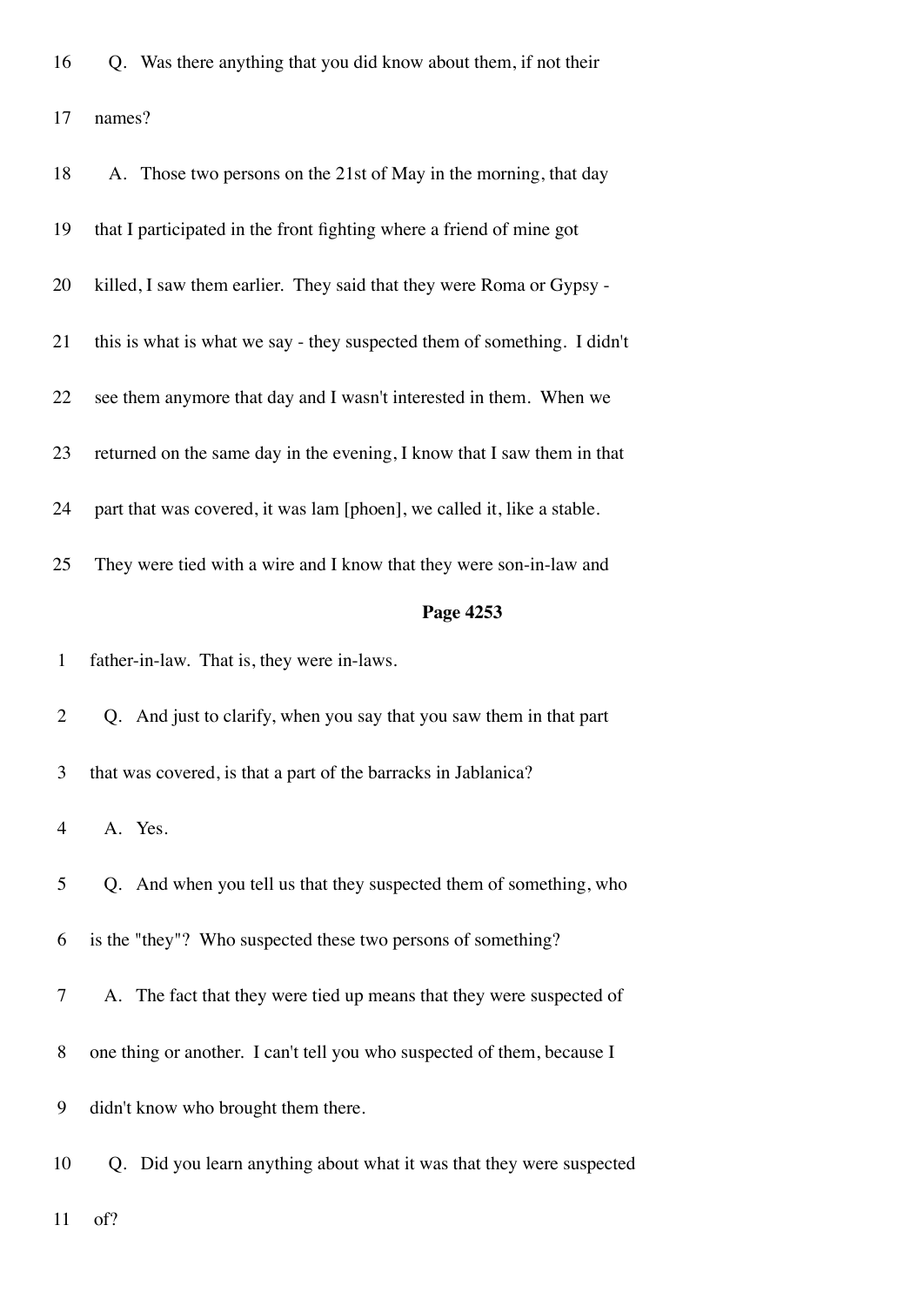16 Q. Was there anything that you did know about them, if not their

17 names?

18 A. Those two persons on the 21st of May in the morning, that day

19 that I participated in the front fighting where a friend of mine got

20 killed, I saw them earlier. They said that they were Roma or Gypsy -

21 this is what is what we say - they suspected them of something. I didn't

22 see them anymore that day and I wasn't interested in them. When we

23 returned on the same day in the evening, I know that I saw them in that

24 part that was covered, it was lam [phoen], we called it, like a stable.

25 They were tied with a wire and I know that they were son-in-law and

**Page 4253**

1 father-in-law. That is, they were in-laws.

2 Q. And just to clarify, when you say that you saw them in that part

3 that was covered, is that a part of the barracks in Jablanica?

4 A. Yes.

5 Q. And when you tell us that they suspected them of something, who

6 is the "they"? Who suspected these two persons of something?

7 A. The fact that they were tied up means that they were suspected of

8 one thing or another. I can't tell you who suspected of them, because I

9 didn't know who brought them there.

10 Q. Did you learn anything about what it was that they were suspected

11 of?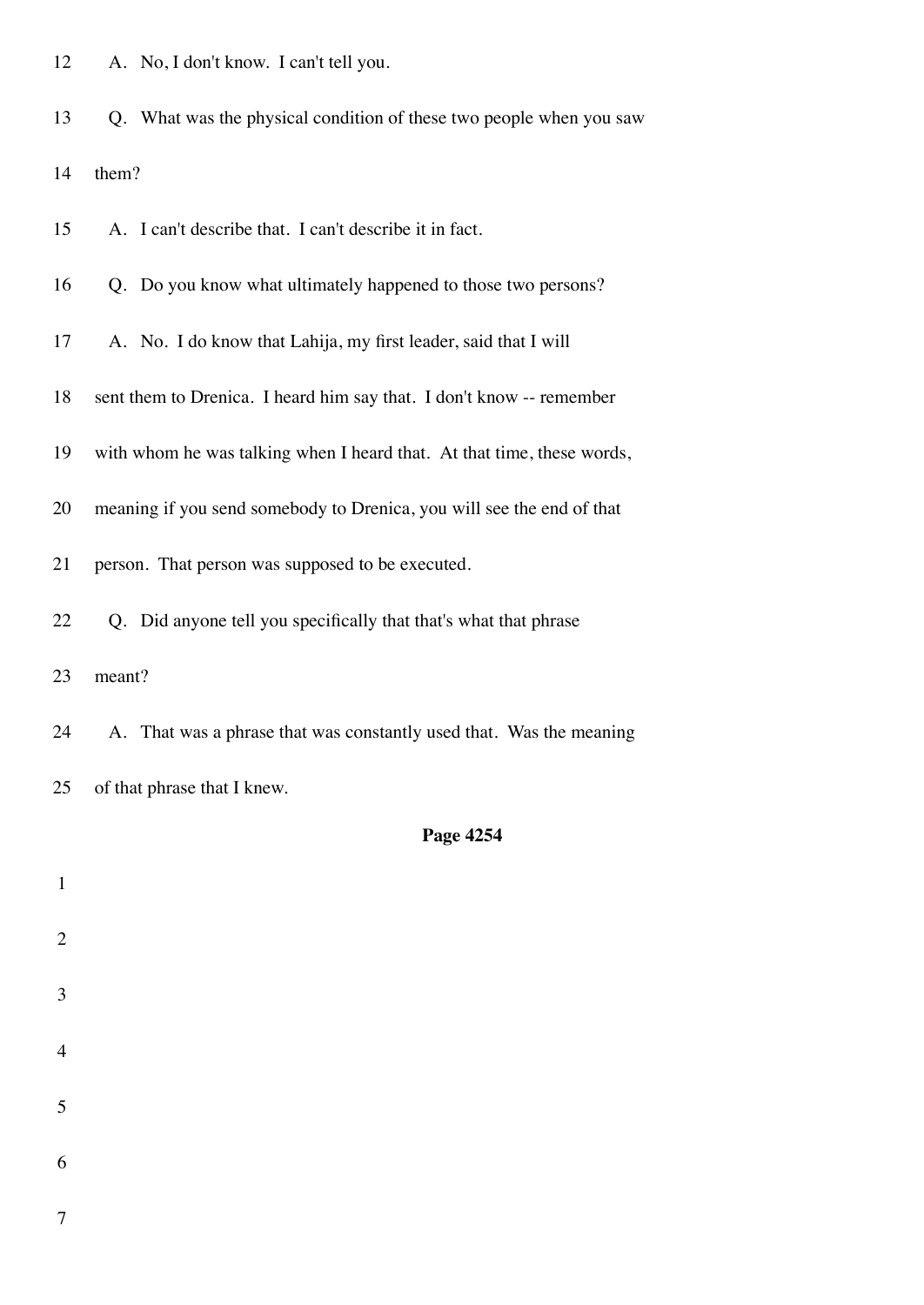12 A. No, I don't know. I can't tell you.

13 Q. What was the physical condition of these two people when you saw

14 them?

15 A. I can't describe that. I can't describe it in fact.

16 Q. Do you know what ultimately happened to those two persons?

17 A. No. I do know that Lahija, my first leader, said that I will

18 sent them to Drenica. I heard him say that. I don't know -- remember

19 with whom he was talking when I heard that. At that time, these words,

20 meaning if you send somebody to Drenica, you will see the end of that

21 person. That person was supposed to be executed.

22 Q. Did anyone tell you specifically that that's what that phrase

23 meant?

24 A. That was a phrase that was constantly used that. Was the meaning

25 of that phrase that I knew.

**Page 4254**

1

2

3

4

5

6

7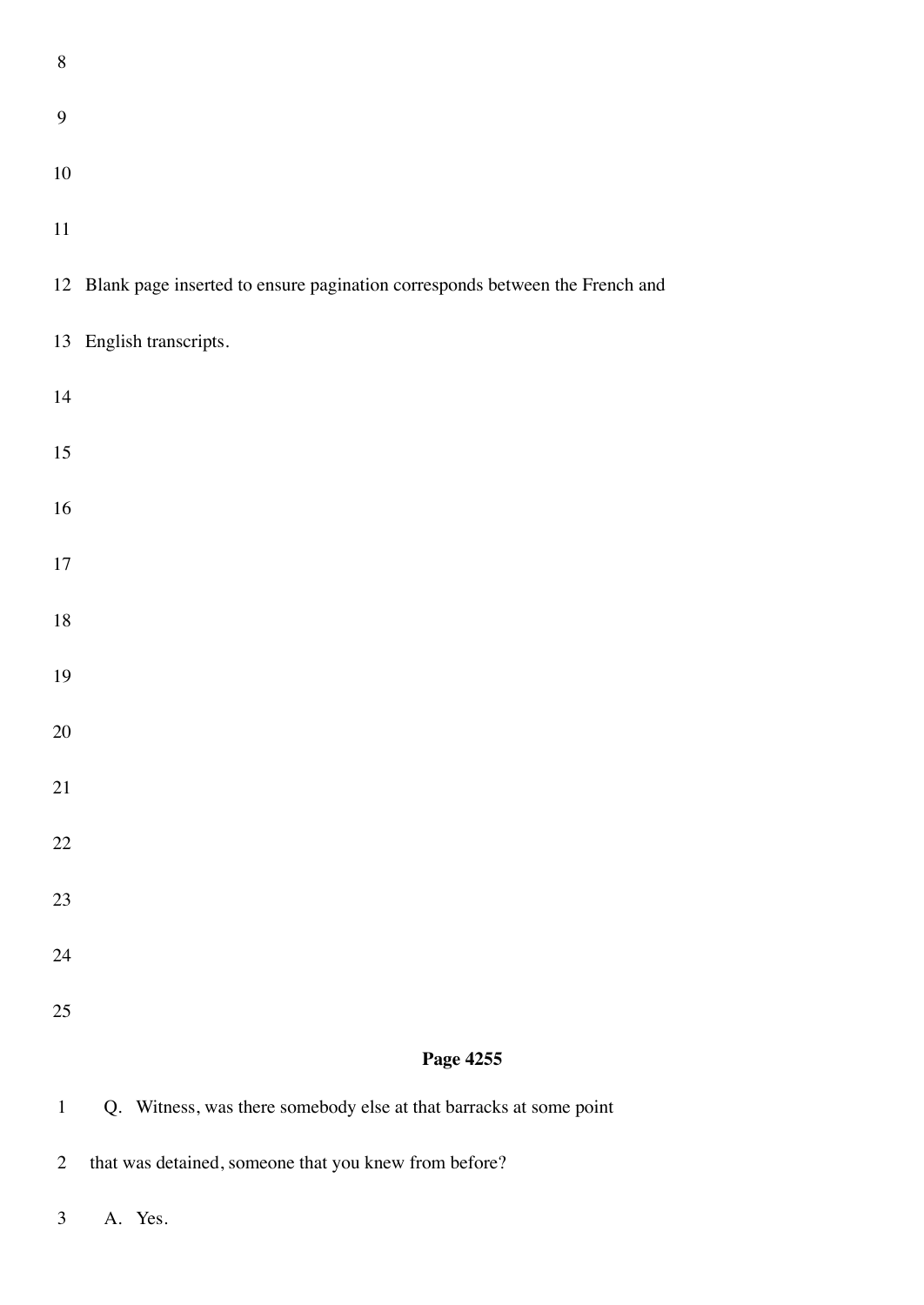Blank page inserted to ensure pagination corresponds between the French and English transcripts.

**Page 4255**

Q. Witness, was there somebody else at that barracks at some point that was detained, someone that you knew from before?

A. Yes.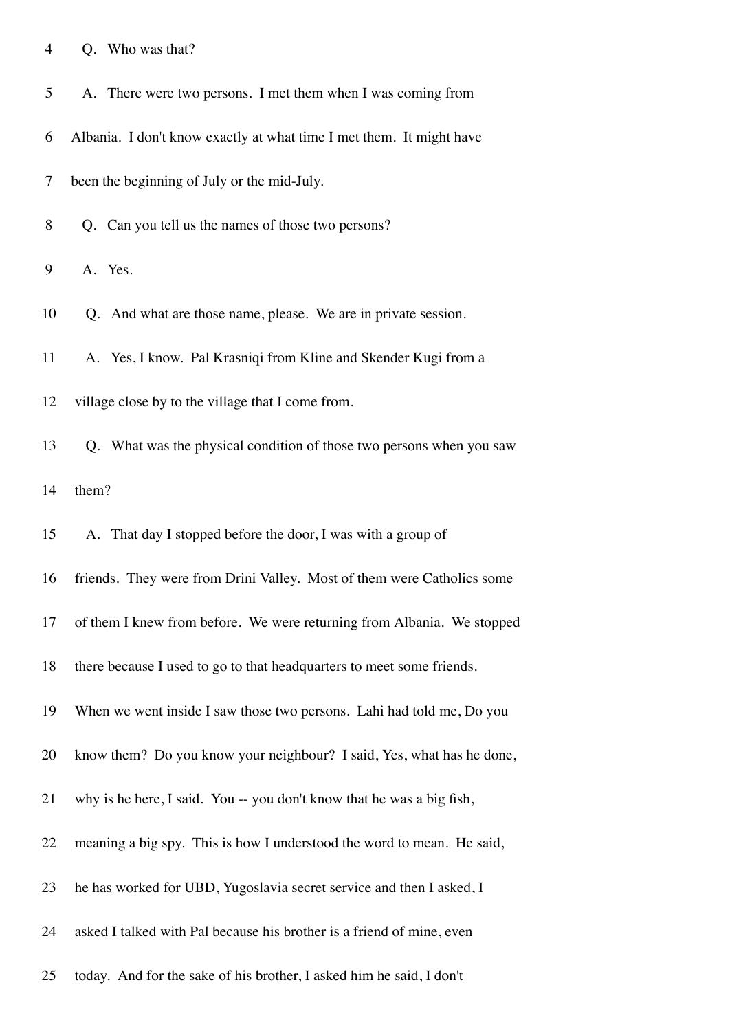4 Q. Who was that?

5 A. There were two persons. I met them when I was coming from

6 Albania. I don't know exactly at what time I met them. It might have

7 been the beginning of July or the mid-July.

8 Q. Can you tell us the names of those two persons?

9 A. Yes.

10 Q. And what are those name, please. We are in private session.

11 A. Yes, I know. Pal Krasniqi from Kline and Skender Kugi from a

12 village close by to the village that I come from.

13 Q. What was the physical condition of those two persons when you saw

14 them?

15 A. That day I stopped before the door, I was with a group of

16 friends. They were from Drini Valley. Most of them were Catholics some

17 of them I knew from before. We were returning from Albania. We stopped

18 there because I used to go to that headquarters to meet some friends.

19 When we went inside I saw those two persons. Lahi had told me, Do you

20 know them? Do you know your neighbour? I said, Yes, what has he done,

21 why is he here, I said. You -- you don't know that he was a big fish,

22 meaning a big spy. This is how I understood the word to mean. He said,

23 he has worked for UBD, Yugoslavia secret service and then I asked, I

24 asked I talked with Pal because his brother is a friend of mine, even

25 today. And for the sake of his brother, I asked him he said, I don't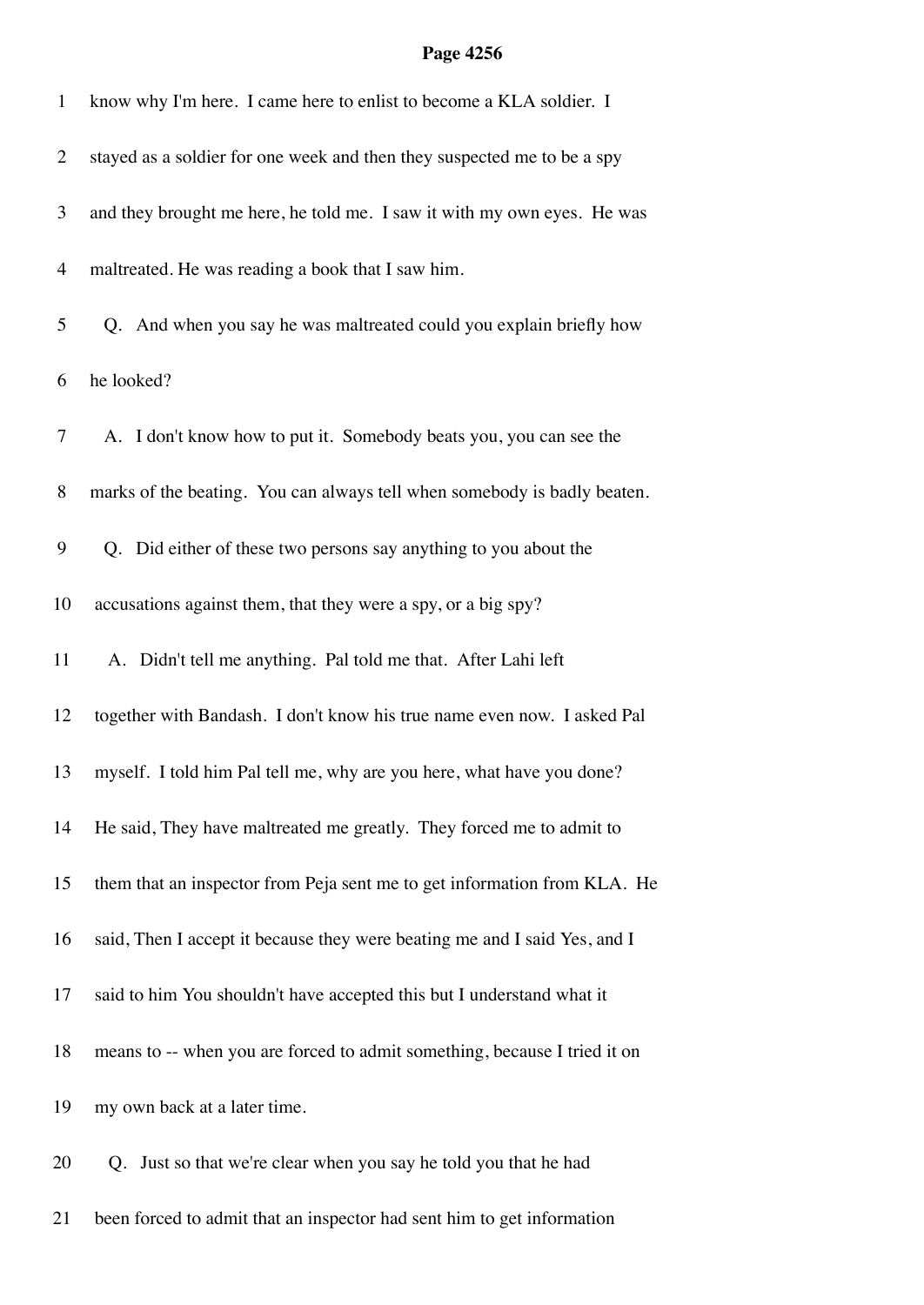1 know why I'm here. I came here to enlist to become a KLA soldier. I

2 stayed as a soldier for one week and then they suspected me to be a spy

3 and they brought me here, he told me. I saw it with my own eyes. He was

4 maltreated. He was reading a book that I saw him.

5 Q. And when you say he was maltreated could you explain briefly how

6 he looked?

7 A. I don't know how to put it. Somebody beats you, you can see the

8 marks of the beating. You can always tell when somebody is badly beaten.

9 Q. Did either of these two persons say anything to you about the

10 accusations against them, that they were a spy, or a big spy?

11 A. Didn't tell me anything. Pal told me that. After Lahi left

12 together with Bandash. I don't know his true name even now. I asked Pal

13 myself. I told him Pal tell me, why are you here, what have you done?

14 He said, They have maltreated me greatly. They forced me to admit to

15 them that an inspector from Peja sent me to get information from KLA. He

16 said, Then I accept it because they were beating me and I said Yes, and I

17 said to him You shouldn't have accepted this but I understand what it

18 means to -- when you are forced to admit something, because I tried it on

19 my own back at a later time.

20 Q. Just so that we're clear when you say he told you that he had

21 been forced to admit that an inspector had sent him to get information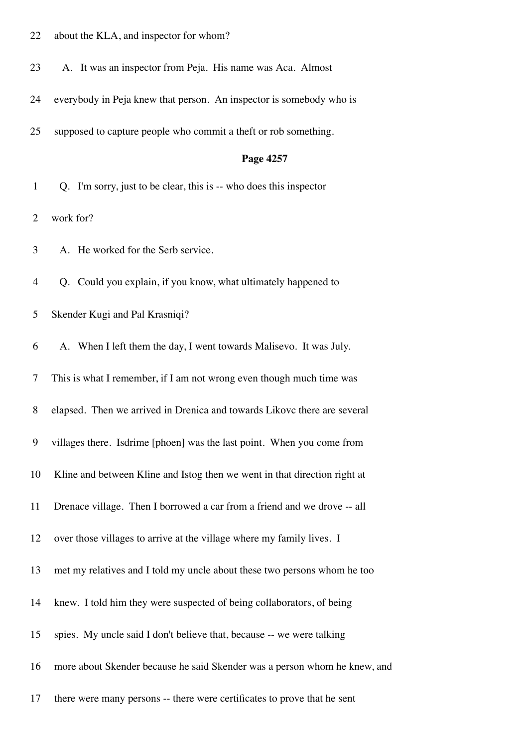22 about the KLA, and inspector for whom?

23 A. It was an inspector from Peja. His name was Aca. Almost

24 everybody in Peja knew that person. An inspector is somebody who is

25 supposed to capture people who commit a theft or rob something.

**Page 4257**

1 Q. I'm sorry, just to be clear, this is -- who does this inspector

2 work for?

3 A. He worked for the Serb service.

4 Q. Could you explain, if you know, what ultimately happened to

5 Skender Kugi and Pal Krasniqi?

6 A. When I left them the day, I went towards Malisevo. It was July.

7 This is what I remember, if I am not wrong even though much time was

8 elapsed. Then we arrived in Drenica and towards Likovc there are several

9 villages there. Isdrime [phoen] was the last point. When you come from

10 Kline and between Kline and Istog then we went in that direction right at

11 Drenace village. Then I borrowed a car from a friend and we drove -- all

12 over those villages to arrive at the village where my family lives. I

13 met my relatives and I told my uncle about these two persons whom he too

14 knew. I told him they were suspected of being collaborators, of being

15 spies. My uncle said I don't believe that, because -- we were talking

16 more about Skender because he said Skender was a person whom he knew, and

17 there were many persons -- there were certificates to prove that he sent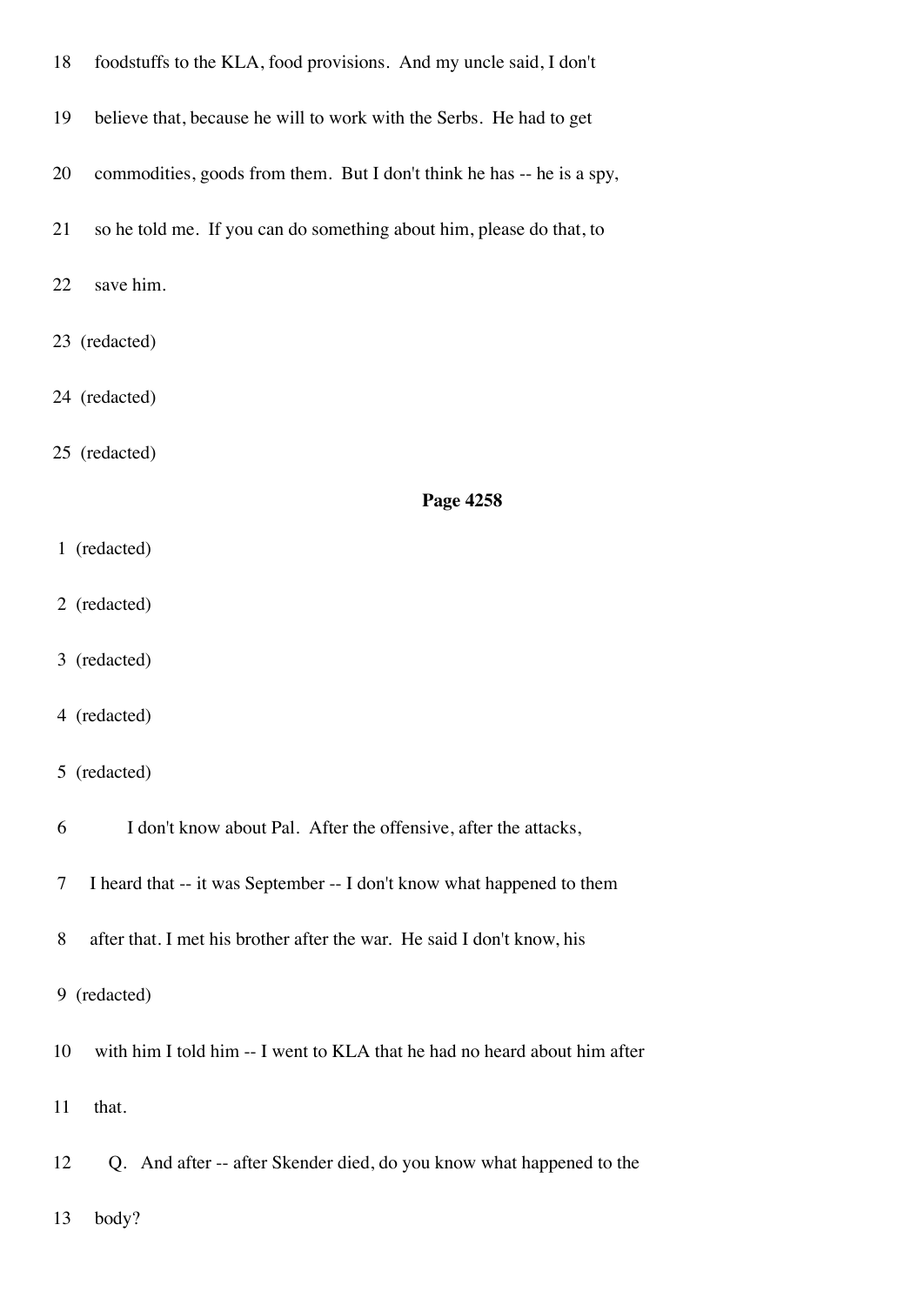18 foodstuffs to the KLA, food provisions. And my uncle said, I don't

19 believe that, because he will to work with the Serbs. He had to get

20 commodities, goods from them. But I don't think he has -- he is a spy,

21 so he told me. If you can do something about him, please do that, to

22 save him.

23 (redacted)

24 (redacted)

25 (redacted)

**Page 4258**

1 (redacted)

2 (redacted)

3 (redacted)

4 (redacted)

5 (redacted)

6 I don't know about Pal. After the offensive, after the attacks,

7 I heard that -- it was September -- I don't know what happened to them

8 after that. I met his brother after the war. He said I don't know, his

9 (redacted)

10 with him I told him -- I went to KLA that he had no heard about him after

11 that.

12 Q. And after -- after Skender died, do you know what happened to the

13 body?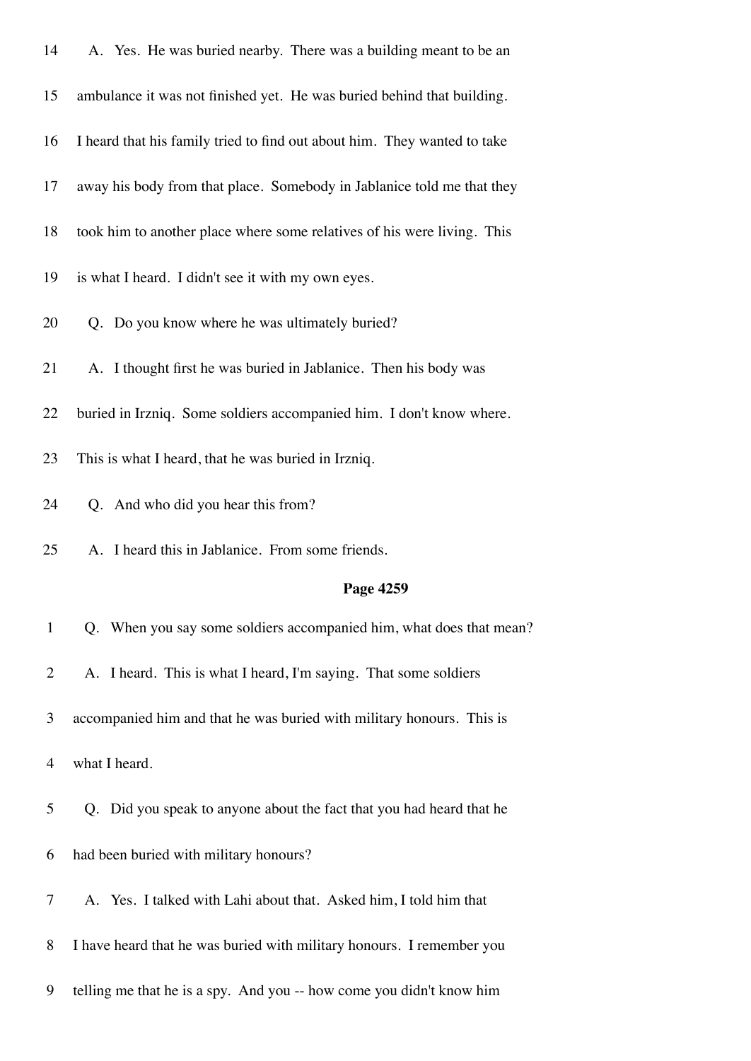14 A. Yes. He was buried nearby. There was a building meant to be an

15 ambulance it was not finished yet. He was buried behind that building.

16 I heard that his family tried to find out about him. They wanted to take

17 away his body from that place. Somebody in Jablanice told me that they

18 took him to another place where some relatives of his were living. This

19 is what I heard. I didn't see it with my own eyes.

20 Q. Do you know where he was ultimately buried?

21 A. I thought first he was buried in Jablanice. Then his body was

22 buried in Irzniq. Some soldiers accompanied him. I don't know where.

23 This is what I heard, that he was buried in Irzniq.

24 Q. And who did you hear this from?

25 A. I heard this in Jablanice. From some friends.

**Page 4259**

1 Q. When you say some soldiers accompanied him, what does that mean?

2 A. I heard. This is what I heard, I'm saying. That some soldiers

3 accompanied him and that he was buried with military honours. This is

4 what I heard.

5 Q. Did you speak to anyone about the fact that you had heard that he

6 had been buried with military honours?

7 A. Yes. I talked with Lahi about that. Asked him, I told him that

8 I have heard that he was buried with military honours. I remember you

9 telling me that he is a spy. And you -- how come you didn't know him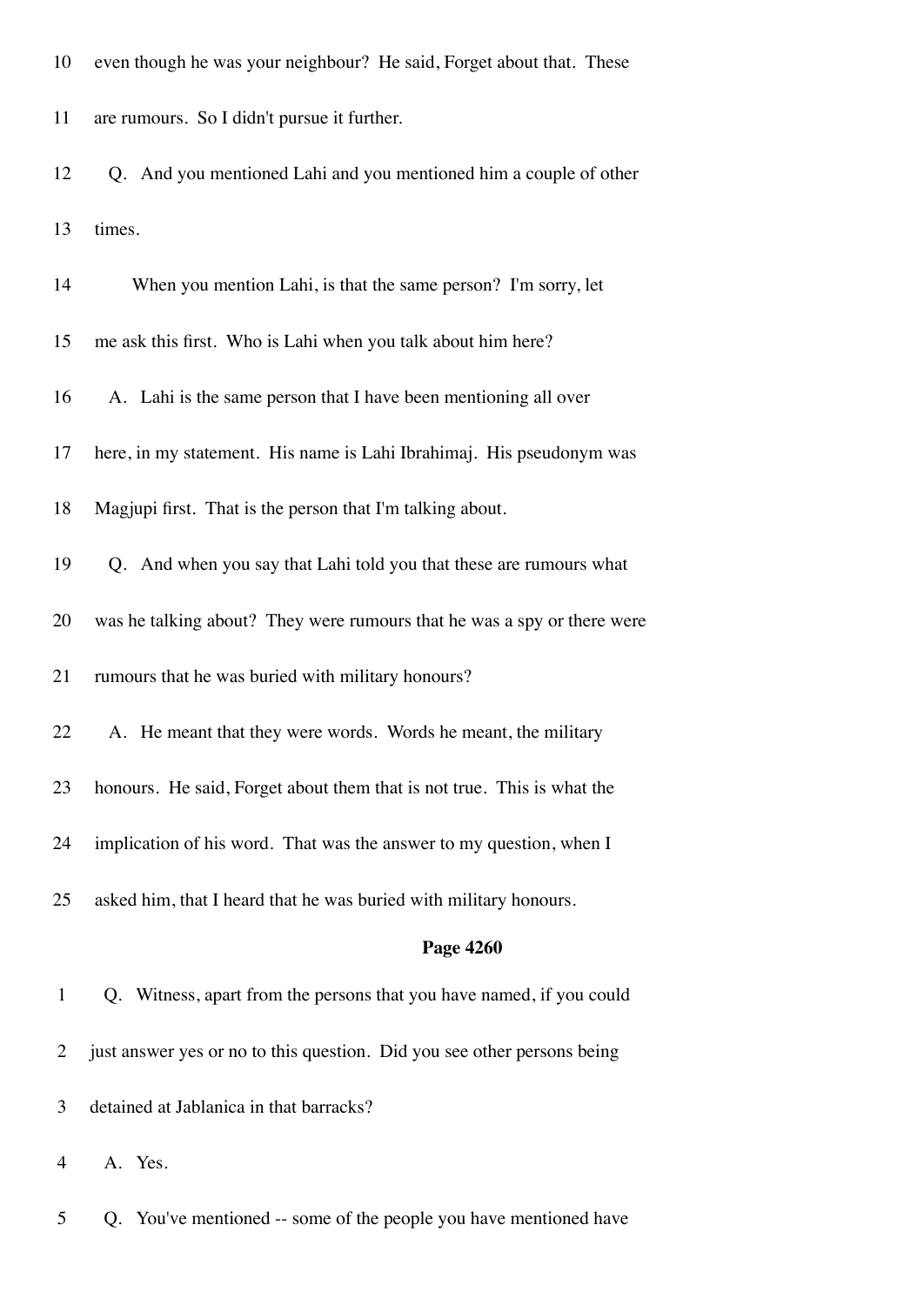10 even though he was your neighbour? He said, Forget about that. These

11 are rumours. So I didn't pursue it further.

12 Q. And you mentioned Lahi and you mentioned him a couple of other

13 times.

14 When you mention Lahi, is that the same person? I'm sorry, let

15 me ask this first. Who is Lahi when you talk about him here?

16 A. Lahi is the same person that I have been mentioning all over

17 here, in my statement. His name is Lahi Ibrahimaj. His pseudonym was

18 Magjupi first. That is the person that I'm talking about.

19 Q. And when you say that Lahi told you that these are rumours what

20 was he talking about? They were rumours that he was a spy or there were

21 rumours that he was buried with military honours?

22 A. He meant that they were words. Words he meant, the military

23 honours. He said, Forget about them that is not true. This is what the

24 implication of his word. That was the answer to my question, when I

25 asked him, that I heard that he was buried with military honours.

**Page 4260**

1 Q. Witness, apart from the persons that you have named, if you could

2 just answer yes or no to this question. Did you see other persons being

3 detained at Jablanica in that barracks?

4 A. Yes.

5 Q. You've mentioned -- some of the people you have mentioned have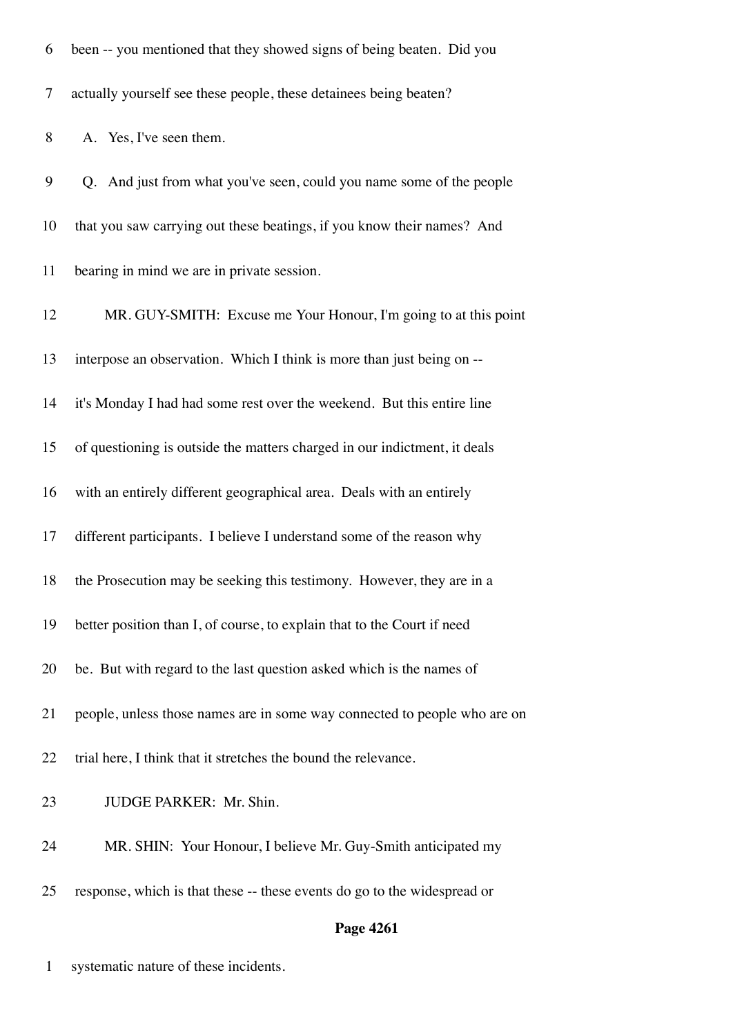6 been -- you mentioned that they showed signs of being beaten. Did you

7 actually yourself see these people, these detainees being beaten?

8 A. Yes, I've seen them.

9 Q. And just from what you've seen, could you name some of the people

10 that you saw carrying out these beatings, if you know their names? And

11 bearing in mind we are in private session.

12 MR. GUY-SMITH: Excuse me Your Honour, I'm going to at this point

13 interpose an observation. Which I think is more than just being on --

14 it's Monday I had had some rest over the weekend. But this entire line

15 of questioning is outside the matters charged in our indictment, it deals

16 with an entirely different geographical area. Deals with an entirely

17 different participants. I believe I understand some of the reason why

18 the Prosecution may be seeking this testimony. However, they are in a

19 better position than I, of course, to explain that to the Court if need

20 be. But with regard to the last question asked which is the names of

21 people, unless those names are in some way connected to people who are on

22 trial here, I think that it stretches the bound the relevance.

23 JUDGE PARKER: Mr. Shin.

24 MR. SHIN: Your Honour, I believe Mr. Guy-Smith anticipated my

25 response, which is that these -- these events do go to the widespread or

**Page 4261**

1 systematic nature of these incidents.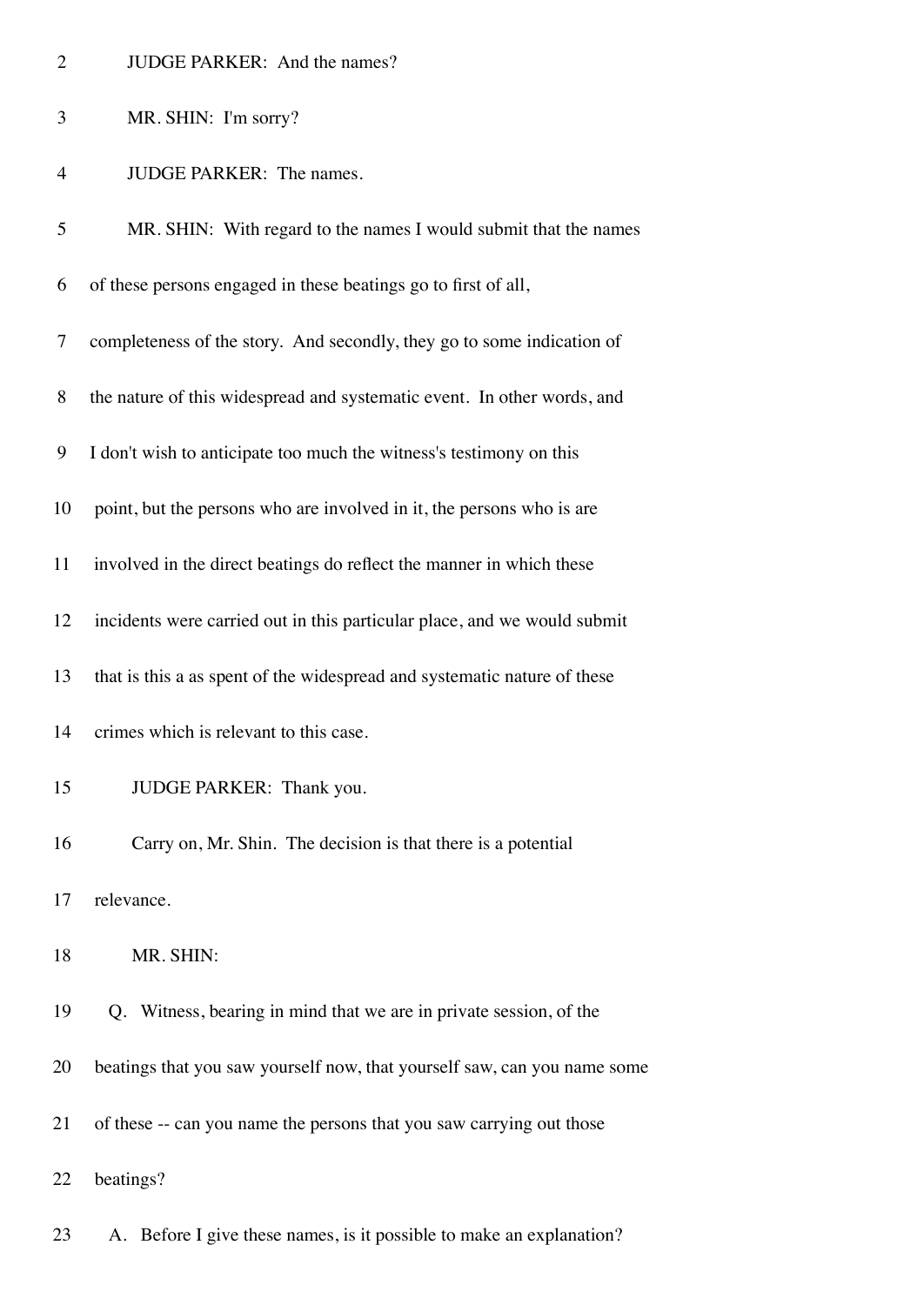2 JUDGE PARKER: And the names?

3 MR. SHIN: I'm sorry?

4 JUDGE PARKER: The names.

5 MR. SHIN: With regard to the names I would submit that the names

6 of these persons engaged in these beatings go to first of all,

7 completeness of the story. And secondly, they go to some indication of

8 the nature of this widespread and systematic event. In other words, and

9 I don't wish to anticipate too much the witness's testimony on this

10 point, but the persons who are involved in it, the persons who is are

11 involved in the direct beatings do reflect the manner in which these

12 incidents were carried out in this particular place, and we would submit

13 that is this a as spent of the widespread and systematic nature of these

14 crimes which is relevant to this case.

15 JUDGE PARKER: Thank you.

16 Carry on, Mr. Shin. The decision is that there is a potential

17 relevance.

18 MR. SHIN:

19 Q. Witness, bearing in mind that we are in private session, of the

20 beatings that you saw yourself now, that yourself saw, can you name some

21 of these -- can you name the persons that you saw carrying out those

22 beatings?

23 A. Before I give these names, is it possible to make an explanation?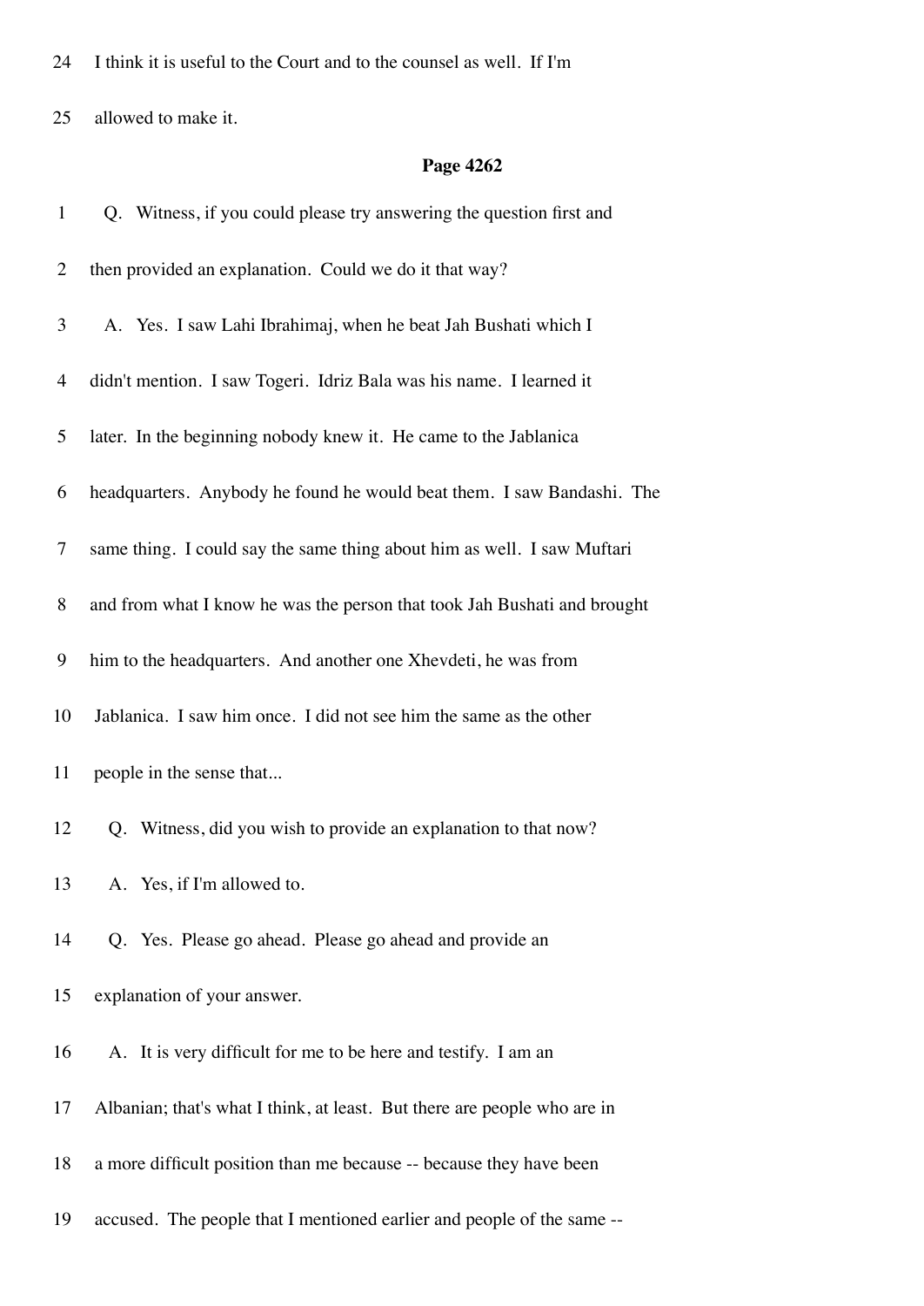24 I think it is useful to the Court and to the counsel as well. If I'm

25 allowed to make it.

**Page 4262**

1 Q. Witness, if you could please try answering the question first and

2 then provided an explanation. Could we do it that way?

3 A. Yes. I saw Lahi Ibrahimaj, when he beat Jah Bushati which I

4 didn't mention. I saw Togeri. Idriz Bala was his name. I learned it

5 later. In the beginning nobody knew it. He came to the Jablanica

6 headquarters. Anybody he found he would beat them. I saw Bandashi. The

7 same thing. I could say the same thing about him as well. I saw Muftari

8 and from what I know he was the person that took Jah Bushati and brought

9 him to the headquarters. And another one Xhevdeti, he was from

10 Jablanica. I saw him once. I did not see him the same as the other

11 people in the sense that...

12 Q. Witness, did you wish to provide an explanation to that now?

13 A. Yes, if I'm allowed to.

14 Q. Yes. Please go ahead. Please go ahead and provide an

15 explanation of your answer.

16 A. It is very difficult for me to be here and testify. I am an

17 Albanian; that's what I think, at least. But there are people who are in

18 a more difficult position than me because -- because they have been

19 accused. The people that I mentioned earlier and people of the same --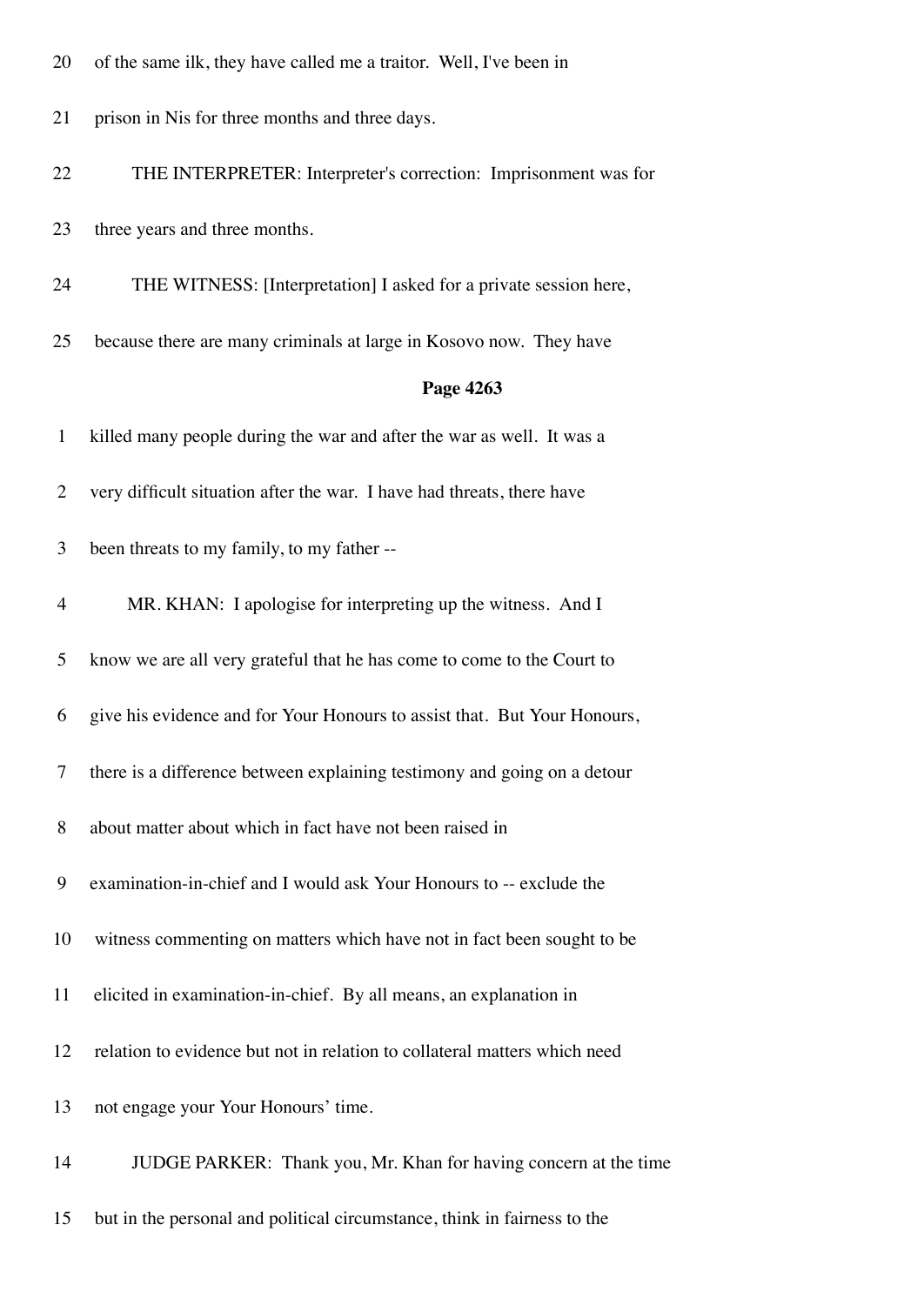20 of the same ilk, they have called me a traitor. Well, I've been in

21 prison in Nis for three months and three days.

22 THE INTERPRETER: Interpreter's correction: Imprisonment was for

23 three years and three months.

24 THE WITNESS: [Interpretation] I asked for a private session here,

25 because there are many criminals at large in Kosovo now. They have

**Page 4263**

1 killed many people during the war and after the war as well. It was a

2 very difficult situation after the war. I have had threats, there have

3 been threats to my family, to my father --

4 MR. KHAN: I apologise for interpreting up the witness. And I

5 know we are all very grateful that he has come to come to the Court to

6 give his evidence and for Your Honours to assist that. But Your Honours,

7 there is a difference between explaining testimony and going on a detour

8 about matter about which in fact have not been raised in

9 examination-in-chief and I would ask Your Honours to -- exclude the

10 witness commenting on matters which have not in fact been sought to be

11 elicited in examination-in-chief. By all means, an explanation in

12 relation to evidence but not in relation to collateral matters which need

13 not engage your Your Honours' time.

14 JUDGE PARKER: Thank you, Mr. Khan for having concern at the time

15 but in the personal and political circumstance, think in fairness to the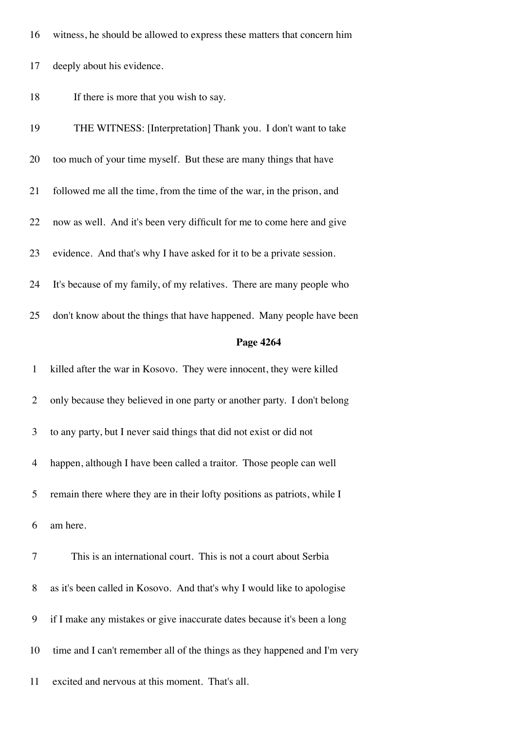16 witness, he should be allowed to express these matters that concern him

17 deeply about his evidence.

18 If there is more that you wish to say.

19 THE WITNESS: [Interpretation] Thank you. I don't want to take

20 too much of your time myself. But these are many things that have

21 followed me all the time, from the time of the war, in the prison, and

22 now as well. And it's been very difficult for me to come here and give

23 evidence. And that's why I have asked for it to be a private session.

24 It's because of my family, of my relatives. There are many people who

25 don't know about the things that have happened. Many people have been

**Page 4264**

1 killed after the war in Kosovo. They were innocent, they were killed

2 only because they believed in one party or another party. I don't belong

3 to any party, but I never said things that did not exist or did not

4 happen, although I have been called a traitor. Those people can well

5 remain there where they are in their lofty positions as patriots, while I

6 am here.

7 This is an international court. This is not a court about Serbia

8 as it's been called in Kosovo. And that's why I would like to apologise

9 if I make any mistakes or give inaccurate dates because it's been a long

10 time and I can't remember all of the things as they happened and I'm very

11 excited and nervous at this moment. That's all.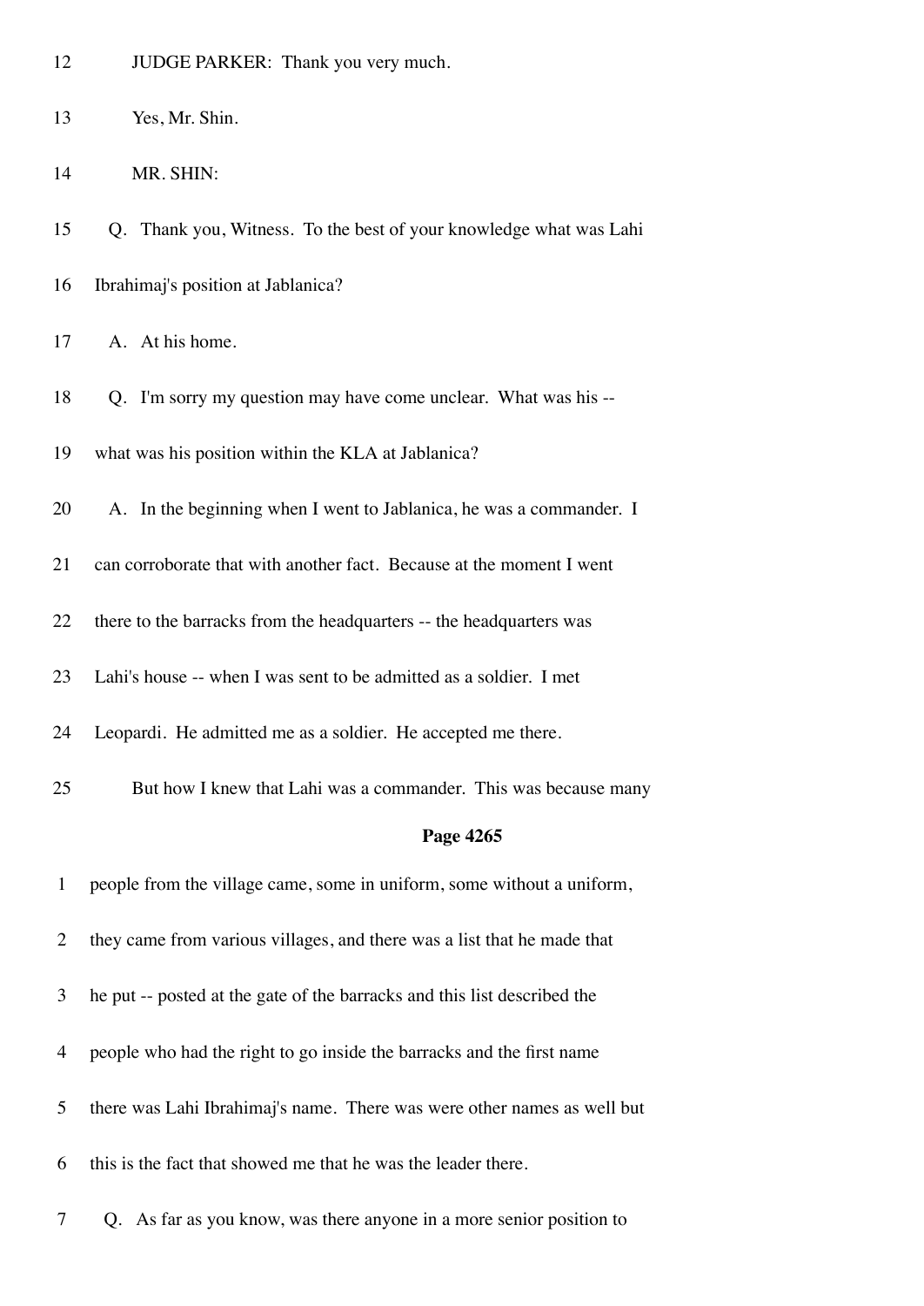12 JUDGE PARKER: Thank you very much.

13 Yes, Mr. Shin.

14 MR. SHIN:

15 Q. Thank you, Witness. To the best of your knowledge what was Lahi

16 Ibrahimaj's position at Jablanica?

17 A. At his home.

18 Q. I'm sorry my question may have come unclear. What was his --

19 what was his position within the KLA at Jablanica?

20 A. In the beginning when I went to Jablanica, he was a commander. I

21 can corroborate that with another fact. Because at the moment I went

22 there to the barracks from the headquarters -- the headquarters was

23 Lahi's house -- when I was sent to be admitted as a soldier. I met

24 Leopardi. He admitted me as a soldier. He accepted me there.

25 But how I knew that Lahi was a commander. This was because many

**Page 4265**

1 people from the village came, some in uniform, some without a uniform,

2 they came from various villages, and there was a list that he made that

3 he put -- posted at the gate of the barracks and this list described the

4 people who had the right to go inside the barracks and the first name

5 there was Lahi Ibrahimaj's name. There was were other names as well but

6 this is the fact that showed me that he was the leader there.

7 Q. As far as you know, was there anyone in a more senior position to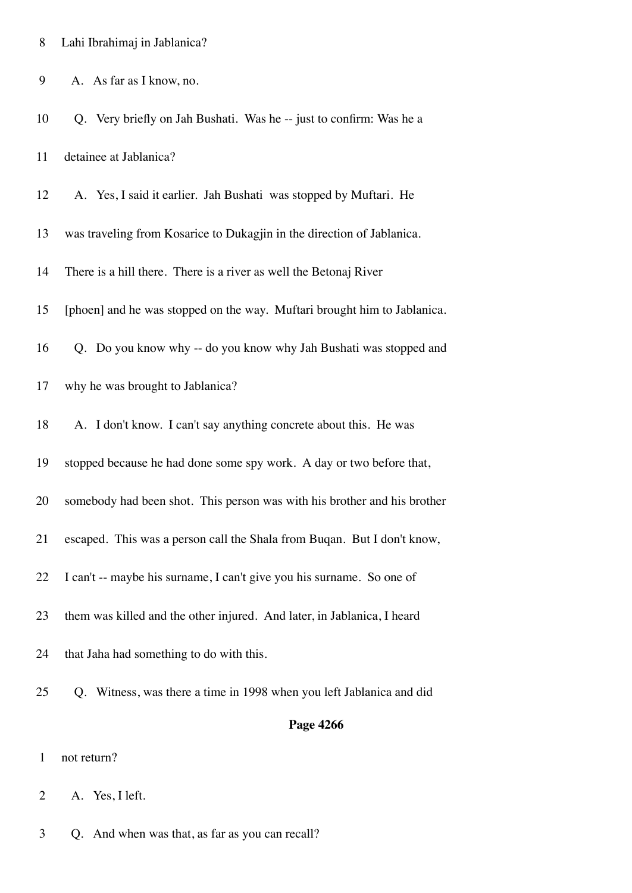8 Lahi Ibrahimaj in Jablanica?

9 A. As far as I know, no.

10 Q. Very briefly on Jah Bushati. Was he -- just to confirm: Was he a

11 detainee at Jablanica?

12 A. Yes, I said it earlier. Jah Bushati was stopped by Muftari. He

13 was traveling from Kosarice to Dukagjin in the direction of Jablanica.

14 There is a hill there. There is a river as well the Betonaj River

15 [phoen] and he was stopped on the way. Muftari brought him to Jablanica.

16 Q. Do you know why -- do you know why Jah Bushati was stopped and

17 why he was brought to Jablanica?

18 A. I don't know. I can't say anything concrete about this. He was

19 stopped because he had done some spy work. A day or two before that,

20 somebody had been shot. This person was with his brother and his brother

21 escaped. This was a person call the Shala from Buqan. But I don't know,

22 I can't -- maybe his surname, I can't give you his surname. So one of

23 them was killed and the other injured. And later, in Jablanica, I heard

24 that Jaha had something to do with this.

25 Q. Witness, was there a time in 1998 when you left Jablanica and did

**Page 4266**

1 not return?

2 A. Yes, I left.

3 Q. And when was that, as far as you can recall?